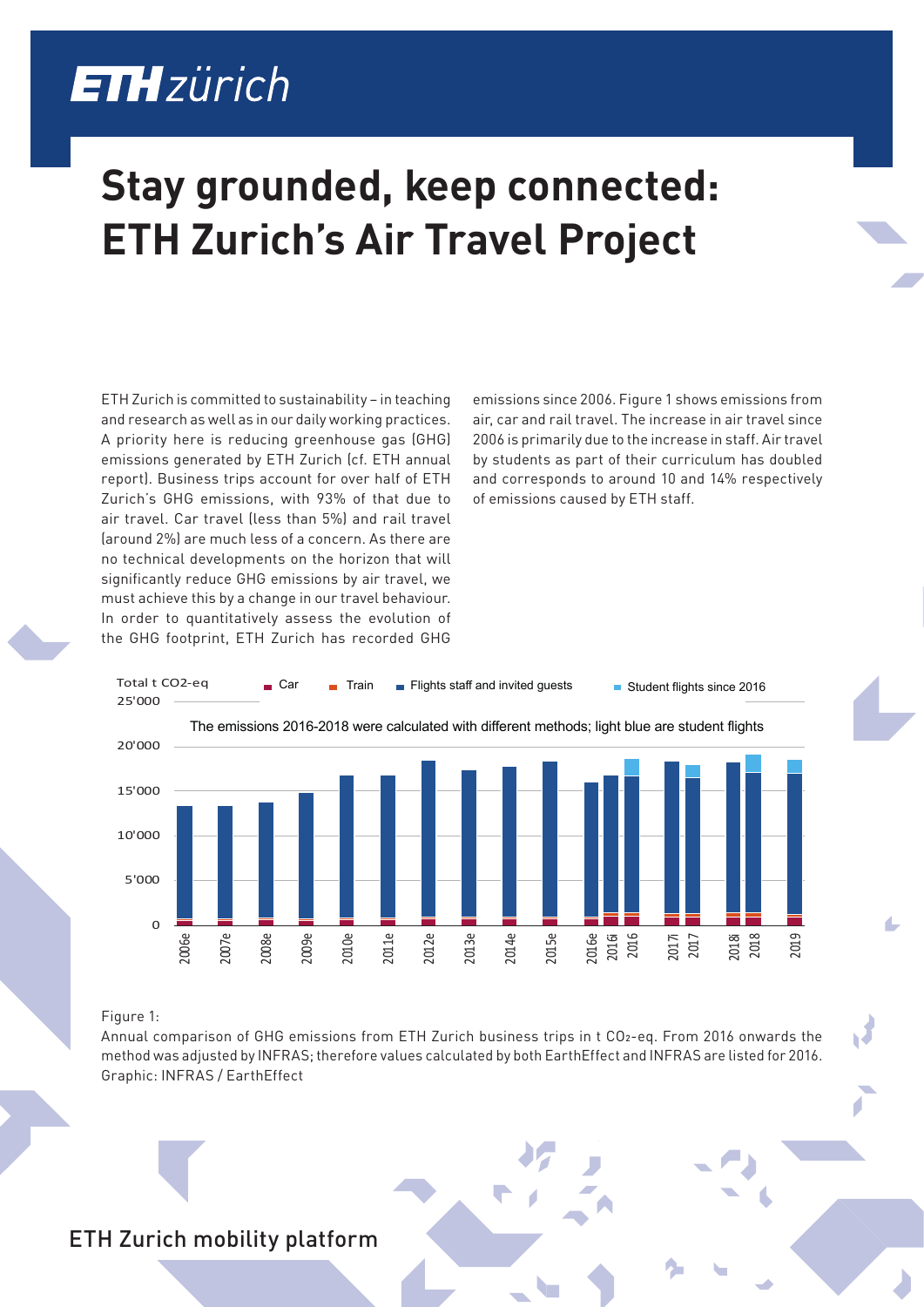# Stay grounded, keep connected: ETH Zurich's Air Travel Project

ETH Zurich is committed to sustainability – in teaching and research as well as in our daily working practices. A priority here is reducing greenhouse gas (GHG) emissions generated by ETH Zurich (cf. ETH annual report). Business trips account for over half of ETH Zurich's GHG emissions, with 93% of that due to air travel. Car travel (less than 5%) and rail travel (around 2%) are much less of a concern. As there are no technical developments on the horizon that will significantly reduce GHG emissions by air travel, we must achieve this by a change in our travel behaviour. In order to quantitatively assess the evolution of the GHG footprint, ETH Zurich has recorded GHG emissions since 2006. Figure 1 shows emissions from air, car and rail travel. The increase in air travel since 2006 is primarily due to the increase in staff. Air travel by students as part of their curriculum has doubled and corresponds to around 10 and 14% respectively of emissions caused by ETH staff.

Figure 1:
Annual comparison of GHG emissions from ETH Zurich business trips in t $CO_2$-eq. From 2016 onwards the method was adjusted by INFRAS; therefore values calculated by both EarthEffect and INFRAS are listed for 2016.
Graphic: INFRAS / EarthEffect

ETH Zurich mobility platform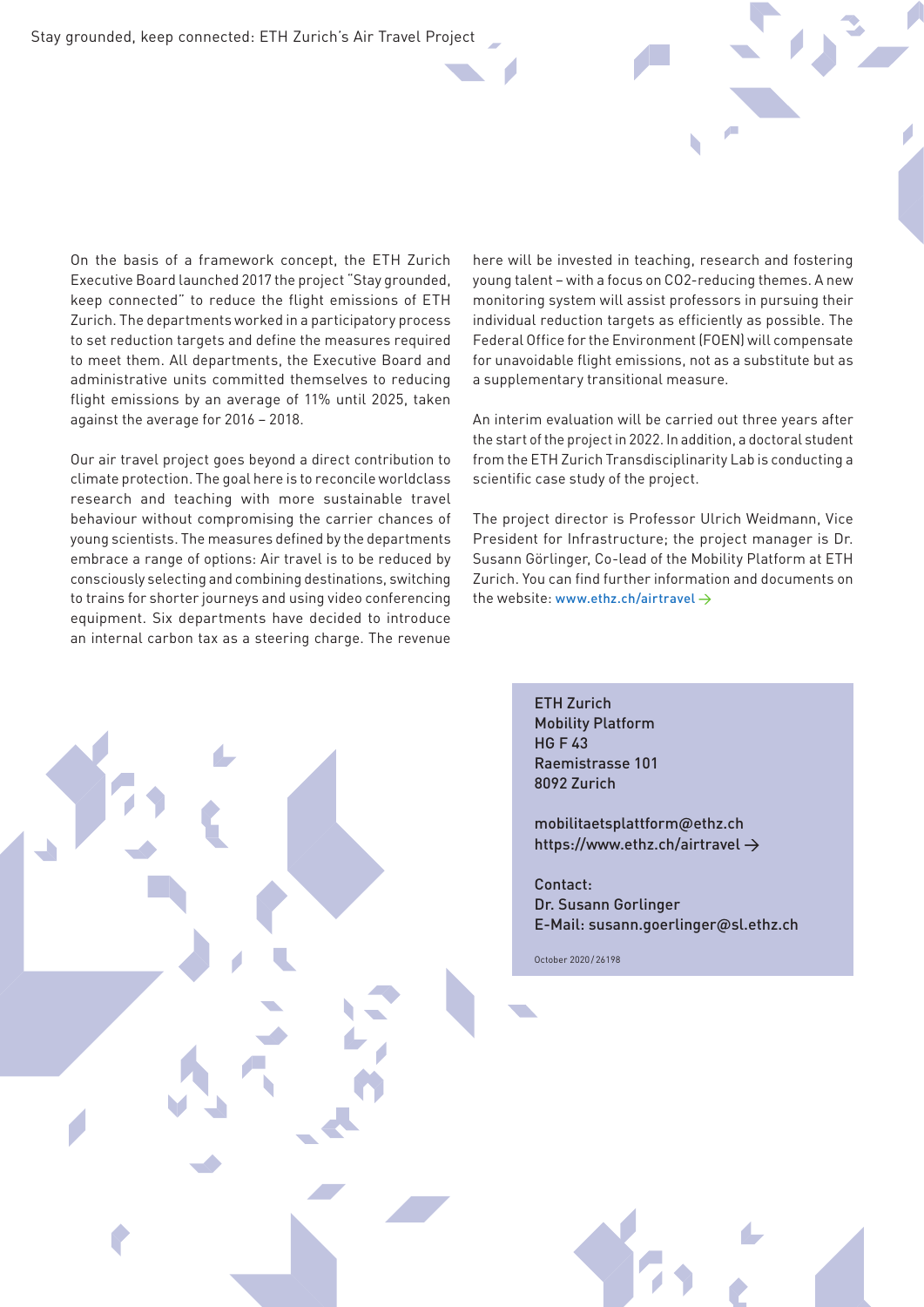On the basis of a framework concept, the ETH Zurich Executive Board launched 2017 the project "Stay grounded, keep connected" to reduce the flight emissions of ETH Zurich. The departments worked in a participatory process to set reduction targets and define the measures required to meet them. All departments, the Executive Board and administrative units committed themselves to reducing flight emissions by an average of 11% until 2025, taken against the average for 2016 – 2018.

Our air travel project goes beyond a direct contribution to climate protection. The goal here is to reconcile worldclass research and teaching with more sustainable travel behaviour without compromising the carrier chances of young scientists. The measures defined by the departments embrace a range of options: Air travel is to be reduced by consciously selecting and combining destinations, switching to trains for shorter journeys and using video conferencing equipment. Six departments have decided to introduce an internal carbon tax as a steering charge. The revenue here will be invested in teaching, research and fostering young talent – with a focus on CO2-reducing themes. A new monitoring system will assist professors in pursuing their individual reduction targets as efficiently as possible. The Federal Office for the Environment (FOEN) will compensate for unavoidable flight emissions, not as a substitute but as a supplementary transitional measure.

An interim evaluation will be carried out three years after the start of the project in 2022. In addition, a doctoral student from the ETH Zurich Transdisciplinarity Lab is conducting a scientific case study of the project.

The project director is Professor Ulrich Weidmann, Vice President for Infrastructure; the project manager is Dr. Susann Görlinger, Co-lead of the Mobility Platform at ETH Zurich. You can find further information and documents on the website: www.ethz.ch/airtravel →

ETH Zurich
Mobility Platform
HG F 43
Raemistrasse 101
8092 Zurich

mobilitaetsplattform@ethz.ch
https://www.ethz.ch/airtravel →

Contact:
Dr. Susann Gorlinger
E-Mail: susann.goerlinger@sl.ethz.ch

October 2020 / 26198